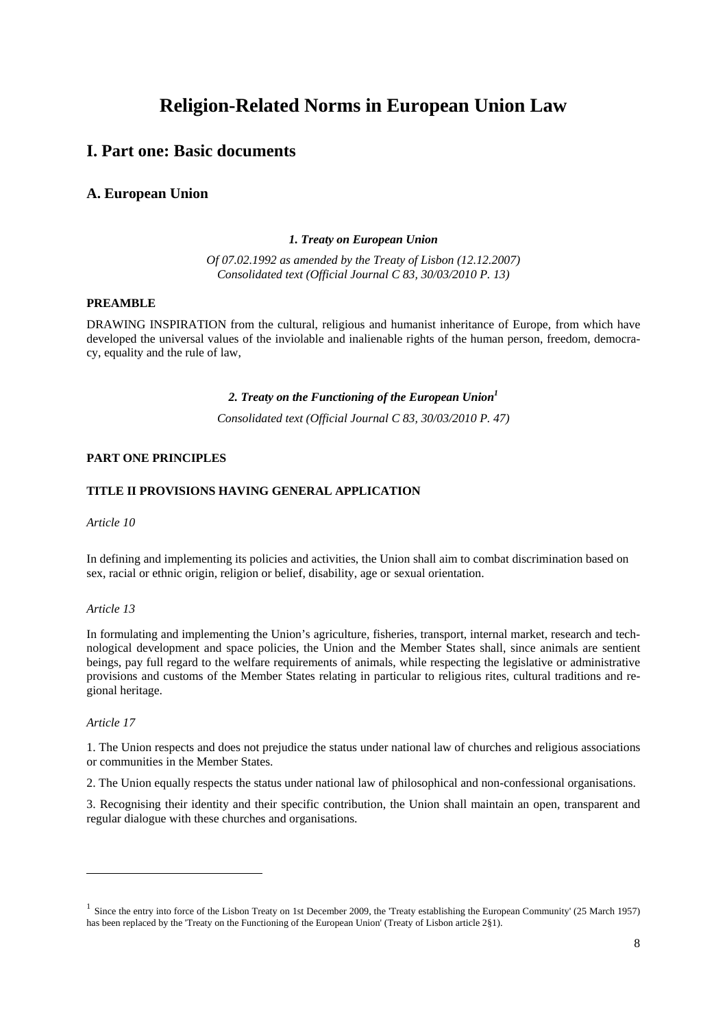# Religion-Related Norms in European Union Law

## I. Part one: Basic documents

### A. European Union

***1. Treaty on European Union***

*Of 07.02.1992 as amended by the Treaty of Lisbon (12.12.2007)*
*Consolidated text (Official Journal C 83, 30/03/2010 P. 13)*

**PREAMBLE**

DRAWING INSPIRATION from the cultural, religious and humanist inheritance of Europe, from which have developed the universal values of the inviolable and inalienable rights of the human person, freedom, democracy, equality and the rule of law,

***2. Treaty on the Functioning of the European Union[1]***

*Consolidated text (Official Journal C 83, 30/03/2010 P. 47)*

**PART ONE PRINCIPLES**

**TITLE II PROVISIONS HAVING GENERAL APPLICATION**

*Article 10*

In defining and implementing its policies and activities, the Union shall aim to combat discrimination based on sex, racial or ethnic origin, religion or belief, disability, age or sexual orientation.

*Article 13*

In formulating and implementing the Union's agriculture, fisheries, transport, internal market, research and technological development and space policies, the Union and the Member States shall, since animals are sentient beings, pay full regard to the welfare requirements of animals, while respecting the legislative or administrative provisions and customs of the Member States relating in particular to religious rites, cultural traditions and regional heritage.

*Article 17*

1. The Union respects and does not prejudice the status under national law of churches and religious associations or communities in the Member States.

2. The Union equally respects the status under national law of philosophical and non-confessional organisations.

3. Recognising their identity and their specific contribution, the Union shall maintain an open, transparent and regular dialogue with these churches and organisations.

---

[1] Since the entry into force of the Lisbon Treaty on 1st December 2009, the 'Treaty establishing the European Community' (25 March 1957) has been replaced by the 'Treaty on the Functioning of the European Union' (Treaty of Lisbon article 2§1).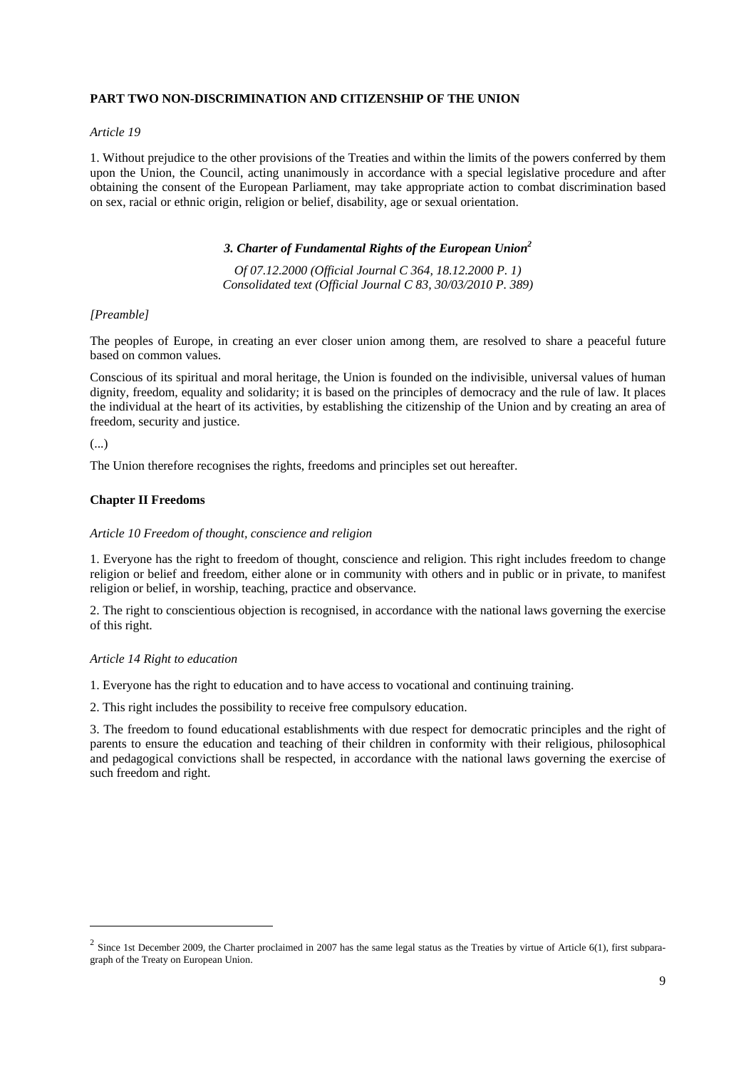**PART TWO NON-DISCRIMINATION AND CITIZENSHIP OF THE UNION**

*Article 19*

1. Without prejudice to the other provisions of the Treaties and within the limits of the powers conferred by them upon the Union, the Council, acting unanimously in accordance with a special legislative procedure and after obtaining the consent of the European Parliament, may take appropriate action to combat discrimination based on sex, racial or ethnic origin, religion or belief, disability, age or sexual orientation.

### *3. Charter of Fundamental Rights of the European Union*[2]

*Of 07.12.2000 (Official Journal C 364, 18.12.2000 P. 1)*
*Consolidated text (Official Journal C 83, 30/03/2010 P. 389)*

*[Preamble]*

The peoples of Europe, in creating an ever closer union among them, are resolved to share a peaceful future based on common values.

Conscious of its spiritual and moral heritage, the Union is founded on the indivisible, universal values of human dignity, freedom, equality and solidarity; it is based on the principles of democracy and the rule of law. It places the individual at the heart of its activities, by establishing the citizenship of the Union and by creating an area of freedom, security and justice.

(...)

The Union therefore recognises the rights, freedoms and principles set out hereafter.

**Chapter II Freedoms**

*Article 10 Freedom of thought, conscience and religion*

1. Everyone has the right to freedom of thought, conscience and religion. This right includes freedom to change religion or belief and freedom, either alone or in community with others and in public or in private, to manifest religion or belief, in worship, teaching, practice and observance.

2. The right to conscientious objection is recognised, in accordance with the national laws governing the exercise of this right.

*Article 14 Right to education*

1. Everyone has the right to education and to have access to vocational and continuing training.

2. This right includes the possibility to receive free compulsory education.

3. The freedom to found educational establishments with due respect for democratic principles and the right of parents to ensure the education and teaching of their children in conformity with their religious, philosophical and pedagogical convictions shall be respected, in accordance with the national laws governing the exercise of such freedom and right.

---

[2] Since 1st December 2009, the Charter proclaimed in 2007 has the same legal status as the Treaties by virtue of Article 6(1), first subparagraph of the Treaty on European Union.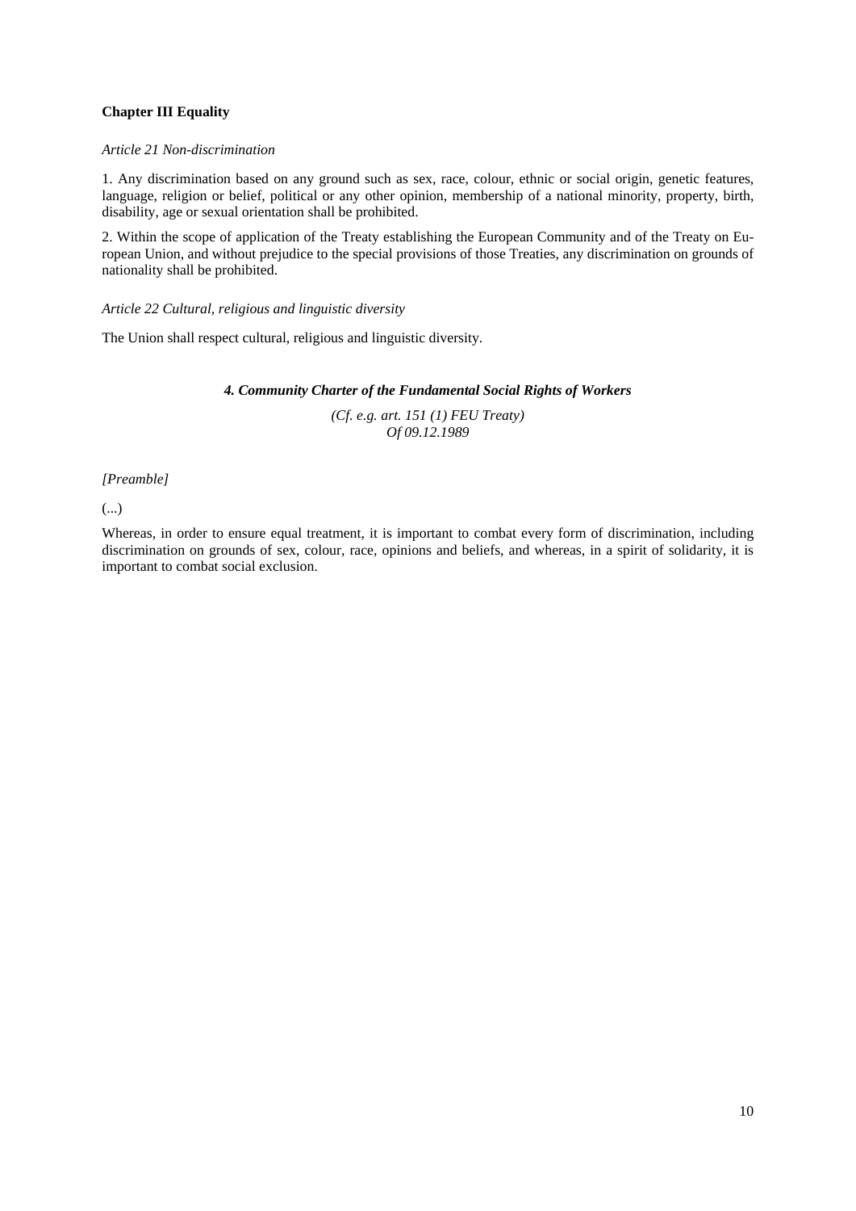**Chapter III Equality**

*Article 21 Non-discrimination*

1. Any discrimination based on any ground such as sex, race, colour, ethnic or social origin, genetic features, language, religion or belief, political or any other opinion, membership of a national minority, property, birth, disability, age or sexual orientation shall be prohibited.

2. Within the scope of application of the Treaty establishing the European Community and of the Treaty on European Union, and without prejudice to the special provisions of those Treaties, any discrimination on grounds of nationality shall be prohibited.

*Article 22 Cultural, religious and linguistic diversity*

The Union shall respect cultural, religious and linguistic diversity.

### *4. Community Charter of the Fundamental Social Rights of Workers*

*(Cf. e.g. art. 151 (1) FEU Treaty)*
*Of 09.12.1989*

*[Preamble]*

(...)

Whereas, in order to ensure equal treatment, it is important to combat every form of discrimination, including discrimination on grounds of sex, colour, race, opinions and beliefs, and whereas, in a spirit of solidarity, it is important to combat social exclusion.